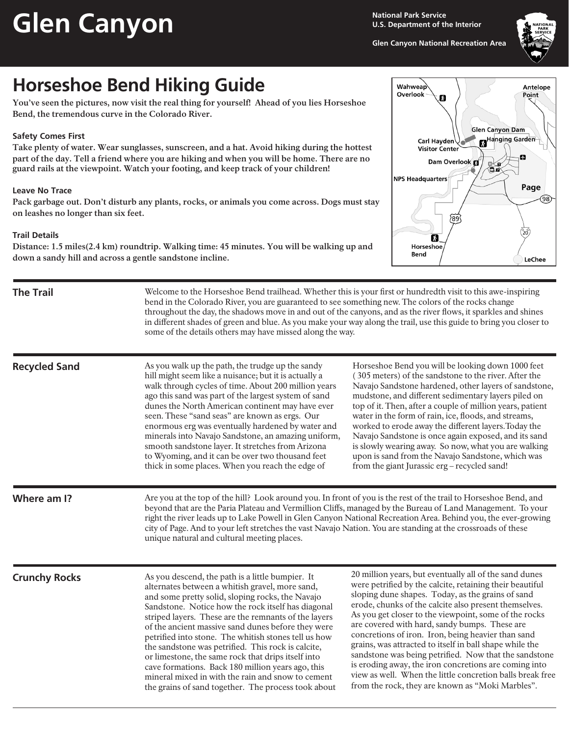# Glen Canyon

National Park Service
U.S. Department of the Interior

Glen Canyon National Recreation Area

## Horseshoe Bend Hiking Guide

**You've seen the pictures, now visit the real thing for yourself! Ahead of you lies Horseshoe Bend, the tremendous curve in the Colorado River.**

### Safety Comes First

**Take plenty of water. Wear sunglasses, sunscreen, and a hat. Avoid hiking during the hottest part of the day. Tell a friend where you are hiking and when you will be home. There are no guard rails at the viewpoint. Watch your footing, and keep track of your children!**

### Leave No Trace

**Pack garbage out. Don't disturb any plants, rocks, or animals you come across. Dogs must stay on leashes no longer than six feet.**

### Trail Details

**Distance: 1.5 miles(2.4 km) roundtrip. Walking time: 45 minutes. You will be walking up and down a sandy hill and across a gentle sandstone incline.**

## The Trail

Welcome to the Horseshoe Bend trailhead. Whether this is your first or hundredth visit to this awe-inspiring bend in the Colorado River, you are guaranteed to see something new. The colors of the rocks change throughout the day, the shadows move in and out of the canyons, and as the river flows, it sparkles and shines in different shades of green and blue. As you make your way along the trail, use this guide to bring you closer to some of the details others may have missed along the way.

## Recycled Sand

As you walk up the path, the trudge up the sandy hill might seem like a nuisance; but it is actually a walk through cycles of time. About 200 million years ago this sand was part of the largest system of sand dunes the North American continent may have ever seen. These "sand seas" are known as ergs. Our enormous erg was eventually hardened by water and minerals into Navajo Sandstone, an amazing uniform, smooth sandstone layer. It stretches from Arizona to Wyoming, and it can be over two thousand feet thick in some places. When you reach the edge of Horseshoe Bend you will be looking down 1000 feet ( 305 meters) of the sandstone to the river. After the Navajo Sandstone hardened, other layers of sandstone, mudstone, and different sedimentary layers piled on top of it. Then, after a couple of million years, patient water in the form of rain, ice, floods, and streams, worked to erode away the different layers.Today the Navajo Sandstone is once again exposed, and its sand is slowly wearing away. So now, what you are walking upon is sand from the Navajo Sandstone, which was from the giant Jurassic erg – recycled sand!

## Where am I?

Are you at the top of the hill? Look around you. In front of you is the rest of the trail to Horseshoe Bend, and beyond that are the Paria Plateau and Vermillion Cliffs, managed by the Bureau of Land Management. To your right the river leads up to Lake Powell in Glen Canyon National Recreation Area. Behind you, the ever-growing city of Page. And to your left stretches the vast Navajo Nation. You are standing at the crossroads of these unique natural and cultural meeting places.

## Crunchy Rocks

As you descend, the path is a little bumpier. It alternates between a whitish gravel, more sand, and some pretty solid, sloping rocks, the Navajo Sandstone. Notice how the rock itself has diagonal striped layers. These are the remnants of the layers of the ancient massive sand dunes before they were petrified into stone. The whitish stones tell us how the sandstone was petrified. This rock is calcite, or limestone, the same rock that drips itself into cave formations. Back 180 million years ago, this mineral mixed in with the rain and snow to cement the grains of sand together. The process took about 20 million years, but eventually all of the sand dunes were petrified by the calcite, retaining their beautiful sloping dune shapes. Today, as the grains of sand erode, chunks of the calcite also present themselves. As you get closer to the viewpoint, some of the rocks are covered with hard, sandy bumps. These are concretions of iron. Iron, being heavier than sand grains, was attracted to itself in ball shape while the sandstone was being petrified. Now that the sandstone is eroding away, the iron concretions are coming into view as well. When the little concretion balls break free from the rock, they are known as "Moki Marbles".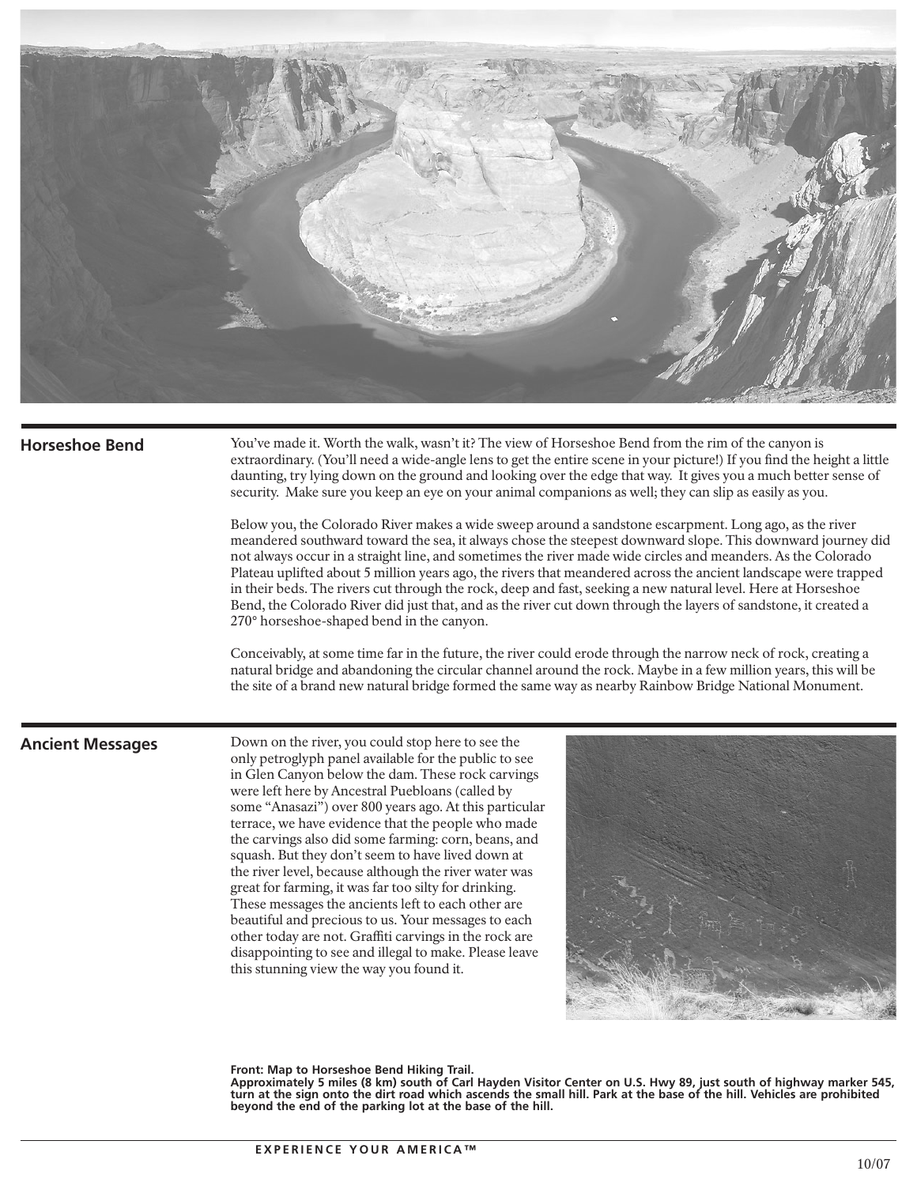## Horseshoe Bend

You've made it. Worth the walk, wasn't it? The view of Horseshoe Bend from the rim of the canyon is extraordinary. (You'll need a wide-angle lens to get the entire scene in your picture!) If you find the height a little daunting, try lying down on the ground and looking over the edge that way. It gives you a much better sense of security. Make sure you keep an eye on your animal companions as well; they can slip as easily as you.

Below you, the Colorado River makes a wide sweep around a sandstone escarpment. Long ago, as the river meandered southward toward the sea, it always chose the steepest downward slope. This downward journey did not always occur in a straight line, and sometimes the river made wide circles and meanders. As the Colorado Plateau uplifted about 5 million years ago, the rivers that meandered across the ancient landscape were trapped in their beds. The rivers cut through the rock, deep and fast, seeking a new natural level. Here at Horseshoe Bend, the Colorado River did just that, and as the river cut down through the layers of sandstone, it created a 270° horseshoe-shaped bend in the canyon.

Conceivably, at some time far in the future, the river could erode through the narrow neck of rock, creating a natural bridge and abandoning the circular channel around the rock. Maybe in a few million years, this will be the site of a brand new natural bridge formed the same way as nearby Rainbow Bridge National Monument.

## Ancient Messages

Down on the river, you could stop here to see the only petroglyph panel available for the public to see in Glen Canyon below the dam. These rock carvings were left here by Ancestral Puebloans (called by some "Anasazi") over 800 years ago. At this particular terrace, we have evidence that the people who made the carvings also did some farming: corn, beans, and squash. But they don't seem to have lived down at the river level, because although the river water was great for farming, it was far too silty for drinking. These messages the ancients left to each other are beautiful and precious to us. Your messages to each other today are not. Graffiti carvings in the rock are disappointing to see and illegal to make. Please leave this stunning view the way you found it.

**Front: Map to Horseshoe Bend Hiking Trail.**
**Approximately 5 miles (8 km) south of Carl Hayden Visitor Center on U.S. Hwy 89, just south of highway marker 545, turn at the sign onto the dirt road which ascends the small hill. Park at the base of the hill. Vehicles are prohibited beyond the end of the parking lot at the base of the hill.**

EXPERIENCE YOUR AMERICA™

10/07